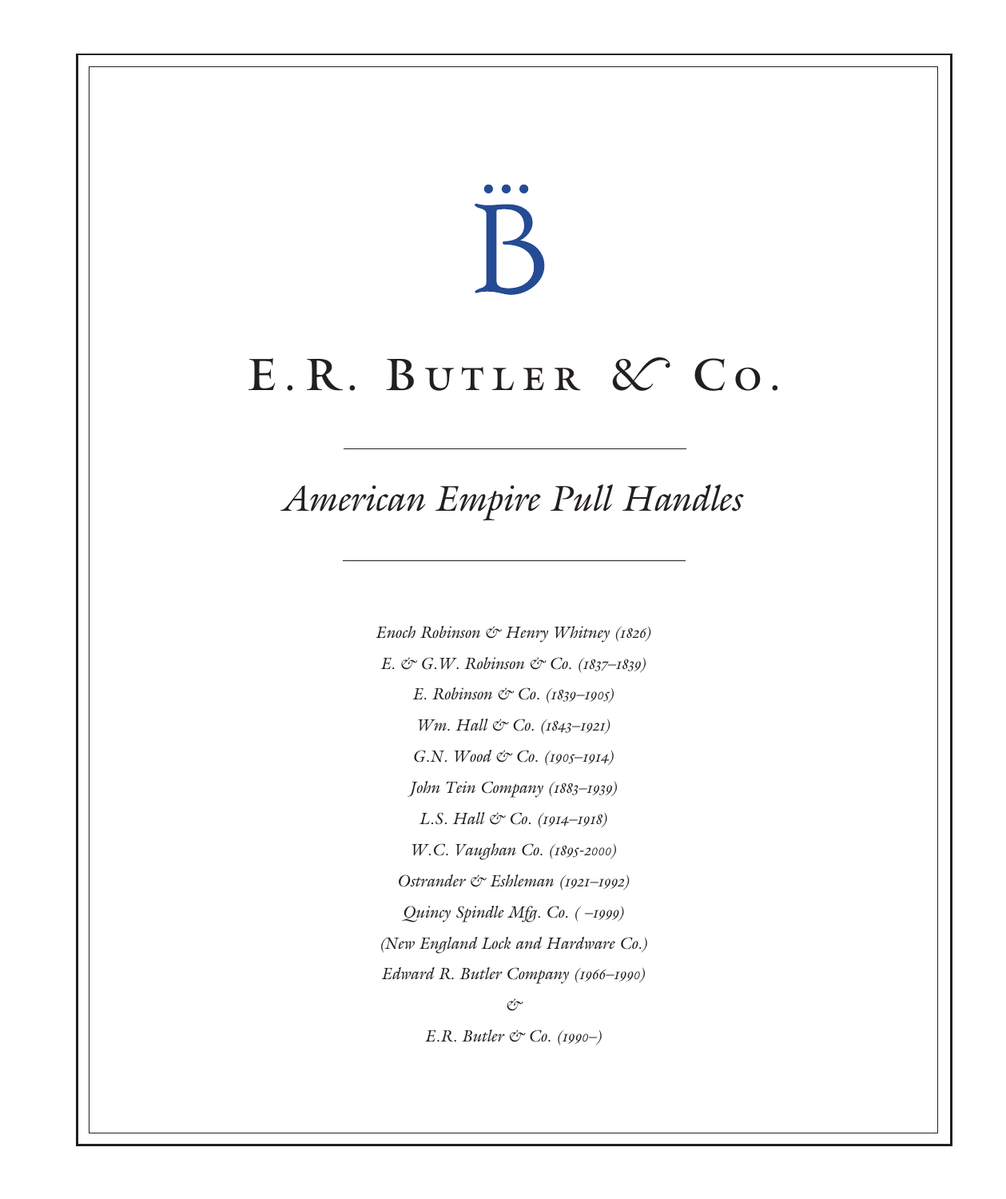# E.R. Butler & Co.

## *American Empire Pull Handles*

*Enoch Robinson & Henry Whitney (1826)*

*E. & G.W. Robinson & Co. (1837–1839)*

*E. Robinson & Co. (1839–1905)*

*Wm. Hall & Co. (1843–1921)*

*G.N. Wood & Co. (1905–1914)*

*John Tein Company (1883–1939)*

*L.S. Hall & Co. (1914–1918)*

*W.C. Vaughan Co. (1895-2000)*

*Ostrander & Eshleman (1921–1992)*

*Quincy Spindle Mfg. Co. ( –1999)*

*(New England Lock and Hardware Co.)*

*Edward R. Butler Company (1966–1990)*

*&*

*E.R. Butler & Co. (1990–)*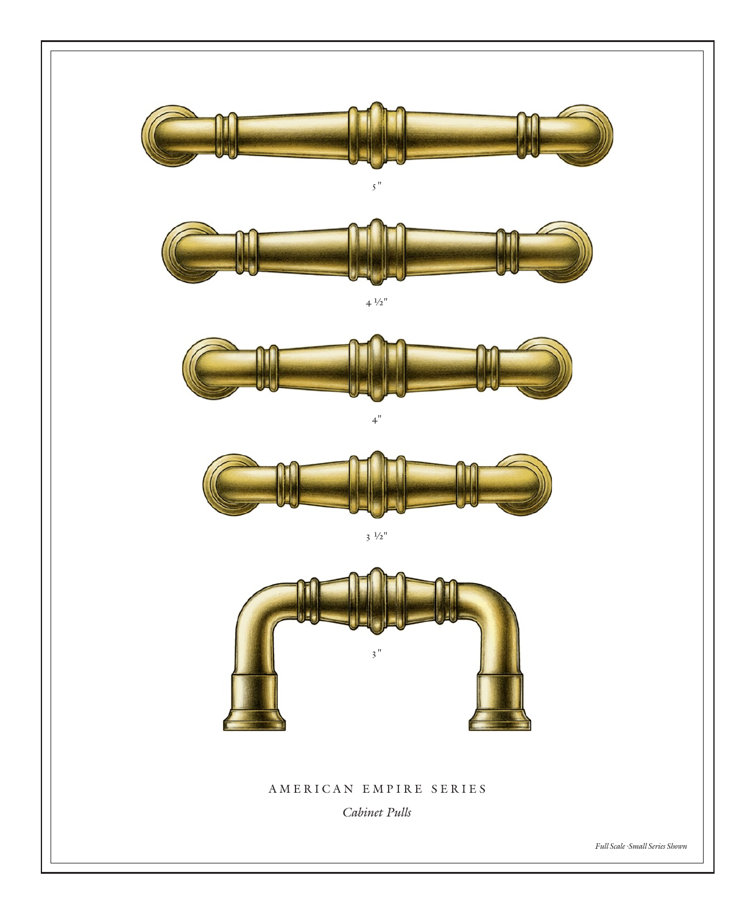5"

4 ½"

4"

3 ½"

3"

AMERICAN EMPIRE SERIES

*Cabinet Pulls*

*Full Scale ·Small Series Shown*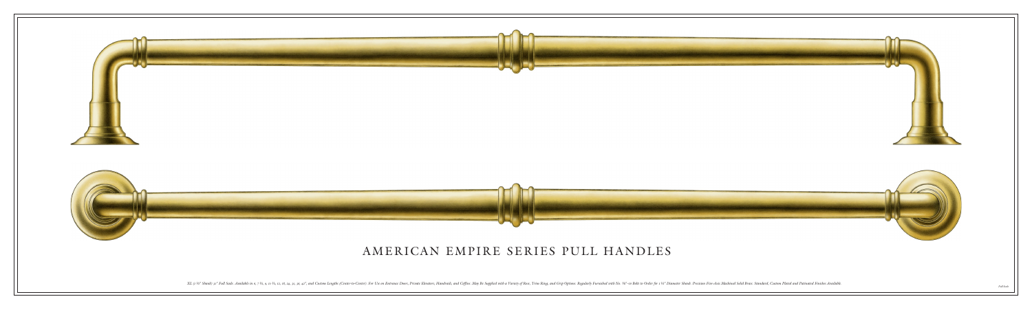# AMERICAN EMPIRE SERIES PULL HANDLES

*XL (1 ½" Shank) 30" Full Scale. Available in 6, 7 ½, 9, 10 ½, 12, 18, 24, 30, 36, 42", and Custom Lengths (Center-to-Center). For Use on Entrance Doors, Private Elevators, Handrails, and Coffins. May Be Supplied with a Variety of Base, Trim Ring, and Grip Options. Regularly Furnished with No. ⅜"-16 Bolts to Order for 1 ½" Diameter Shank. Precision Five-Axis Machined Solid Brass. Standard, Custom Plated and Patinated Finishes Available.*

*Full Scale*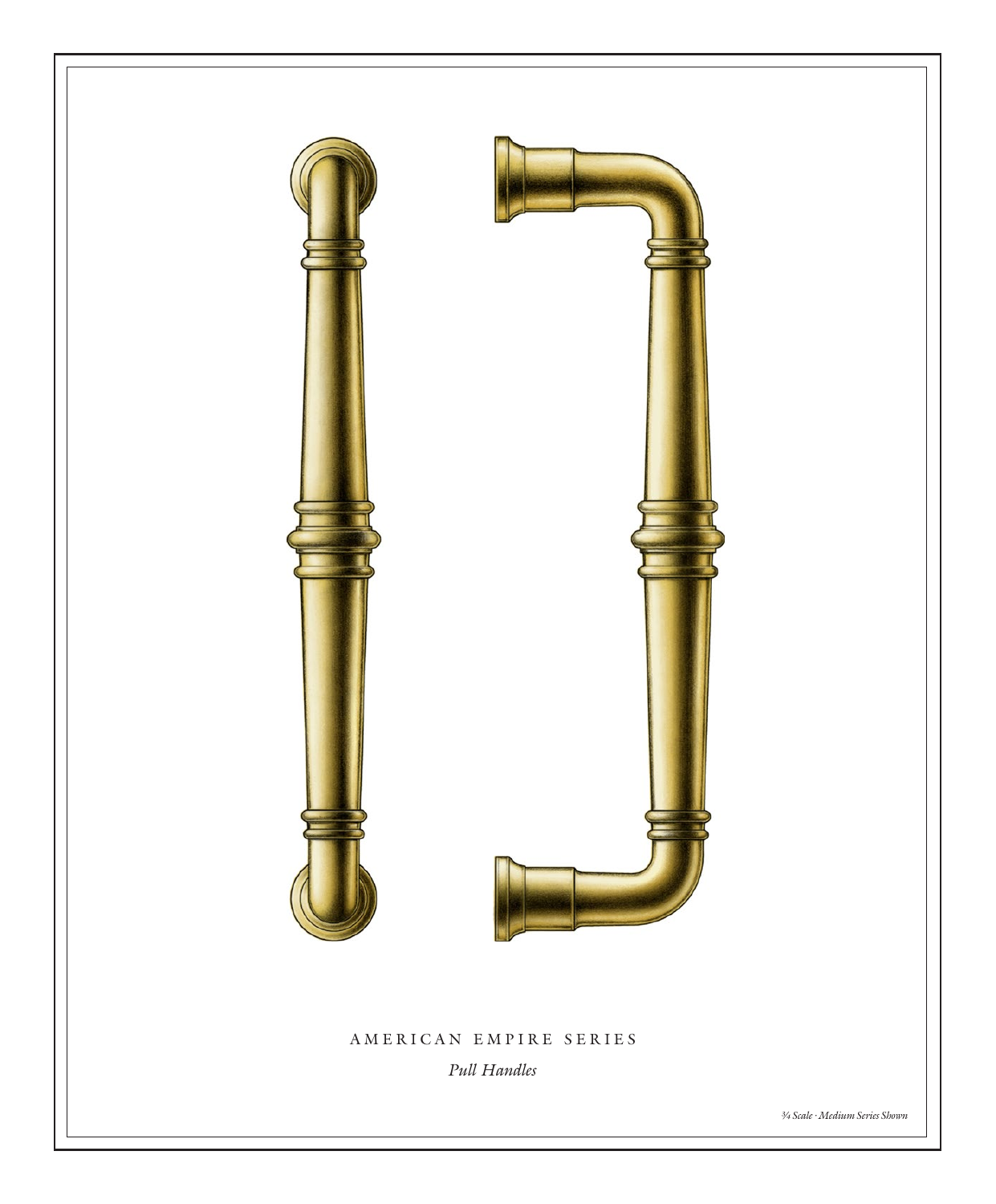AMERICAN EMPIRE SERIES

*Pull Handles*

*¾ Scale · Medium Series Shown*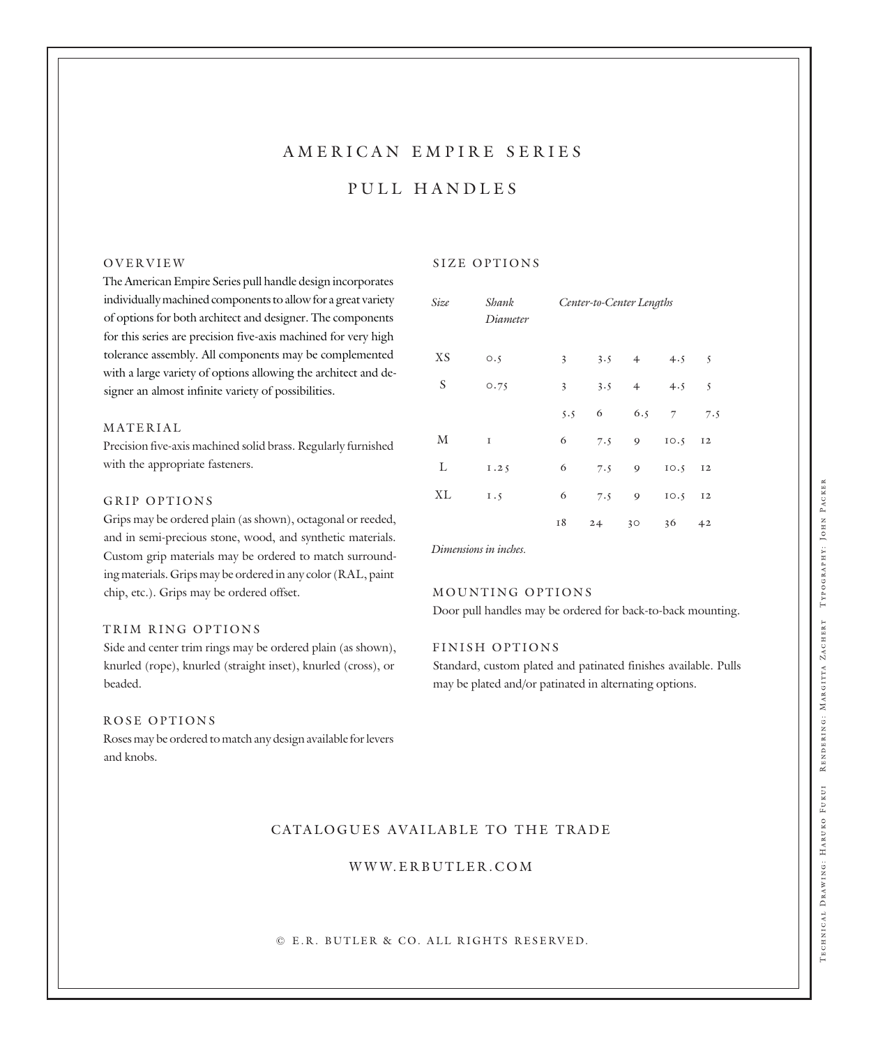# AMERICAN EMPIRE SERIES

# PULL HANDLES

## OVERVIEW

The American Empire Series pull handle design incorporates individually machined components to allow for a great variety of options for both architect and designer. The components for this series are precision five-axis machined for very high tolerance assembly. All components may be complemented with a large variety of options allowing the architect and designer an almost infinite variety of possibilities.

## MATERIAL

Precision five-axis machined solid brass. Regularly furnished with the appropriate fasteners.

## GRIP OPTIONS

Grips may be ordered plain (as shown), octagonal or reeded, and in semi-precious stone, wood, and synthetic materials. Custom grip materials may be ordered to match surrounding materials. Grips may be ordered in any color (RAL, paint chip, etc.). Grips may be ordered offset.

## TRIM RING OPTIONS

Side and center trim rings may be ordered plain (as shown), knurled (rope), knurled (straight inset), knurled (cross), or beaded.

## ROSE OPTIONS

Roses may be ordered to match any design available for levers and knobs.

## SIZE OPTIONS

| *Size* | *Shank Diameter* | *Center-to-Center Lengths* | | | | |
|---|---|---|---|---|---|---|
| XS | 0.5 | 3 | 3.5 | 4 | 4.5 | 5 |
| S | 0.75 | 3 | 3.5 | 4 | 4.5 | 5 |
| | | 5.5 | 6 | 6.5 | 7 | 7.5 |
| M | 1 | 6 | 7.5 | 9 | 10.5 | 12 |
| L | 1.25 | 6 | 7.5 | 9 | 10.5 | 12 |
| XL | 1.5 | 6 | 7.5 | 9 | 10.5 | 12 |
| | | 18 | 24 | 30 | 36 | 42 |

*Dimensions in inches.*

## MOUNTING OPTIONS

Door pull handles may be ordered for back-to-back mounting.

## FINISH OPTIONS

Standard, custom plated and patinated finishes available. Pulls may be plated and/or patinated in alternating options.

CATALOGUES AVAILABLE TO THE TRADE

WWW.ERBUTLER.COM

© E.R. BUTLER & CO. ALL RIGHTS RESERVED.

Technical Drawing: Haruko Fukui Rendering: Margitta Zachert Typography: John Packer